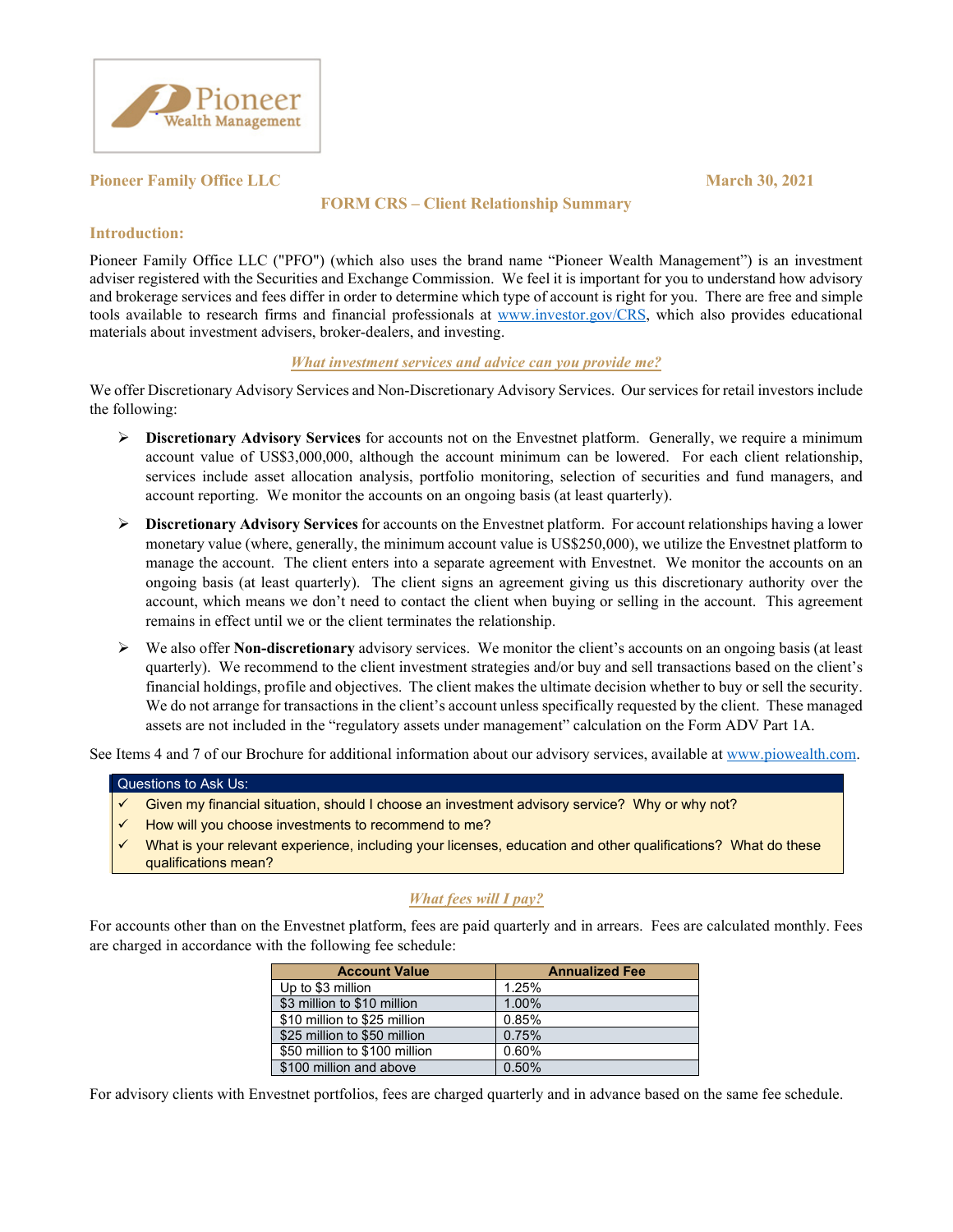Pioneer Wealth Management

**Pioneer Family Office LLC** **March 30, 2021**

# FORM CRS – Client Relationship Summary

## Introduction:

Pioneer Family Office LLC ("PFO") (which also uses the brand name "Pioneer Wealth Management") is an investment adviser registered with the Securities and Exchange Commission. We feel it is important for you to understand how advisory and brokerage services and fees differ in order to determine which type of account is right for you. There are free and simple tools available to research firms and financial professionals at www.investor.gov/CRS, which also provides educational materials about investment advisers, broker-dealers, and investing.

### *What investment services and advice can you provide me?*

We offer Discretionary Advisory Services and Non-Discretionary Advisory Services. Our services for retail investors include the following:

- **Discretionary Advisory Services** for accounts not on the Envestnet platform. Generally, we require a minimum account value of US$3,000,000, although the account minimum can be lowered. For each client relationship, services include asset allocation analysis, portfolio monitoring, selection of securities and fund managers, and account reporting. We monitor the accounts on an ongoing basis (at least quarterly).
- **Discretionary Advisory Services** for accounts on the Envestnet platform. For account relationships having a lower monetary value (where, generally, the minimum account value is US$250,000), we utilize the Envestnet platform to manage the account. The client enters into a separate agreement with Envestnet. We monitor the accounts on an ongoing basis (at least quarterly). The client signs an agreement giving us this discretionary authority over the account, which means we don't need to contact the client when buying or selling in the account. This agreement remains in effect until we or the client terminates the relationship.
- We also offer **Non-discretionary** advisory services. We monitor the client's accounts on an ongoing basis (at least quarterly). We recommend to the client investment strategies and/or buy and sell transactions based on the client's financial holdings, profile and objectives. The client makes the ultimate decision whether to buy or sell the security. We do not arrange for transactions in the client's account unless specifically requested by the client. These managed assets are not included in the "regulatory assets under management" calculation on the Form ADV Part 1A.

See Items 4 and 7 of our Brochure for additional information about our advisory services, available at www.piowealth.com.

**Questions to Ask Us:**

- ✓ Given my financial situation, should I choose an investment advisory service? Why or why not?
- ✓ How will you choose investments to recommend to me?
- ✓ What is your relevant experience, including your licenses, education and other qualifications? What do these qualifications mean?

### *What fees will I pay?*

For accounts other than on the Envestnet platform, fees are paid quarterly and in arrears. Fees are calculated monthly. Fees are charged in accordance with the following fee schedule:

| Account Value | Annualized Fee |
|---|---|
| Up to $3 million | 1.25% |
| $3 million to $10 million | 1.00% |
| $10 million to $25 million | 0.85% |
| $25 million to $50 million | 0.75% |
| $50 million to $100 million | 0.60% |
| $100 million and above | 0.50% |

For advisory clients with Envestnet portfolios, fees are charged quarterly and in advance based on the same fee schedule.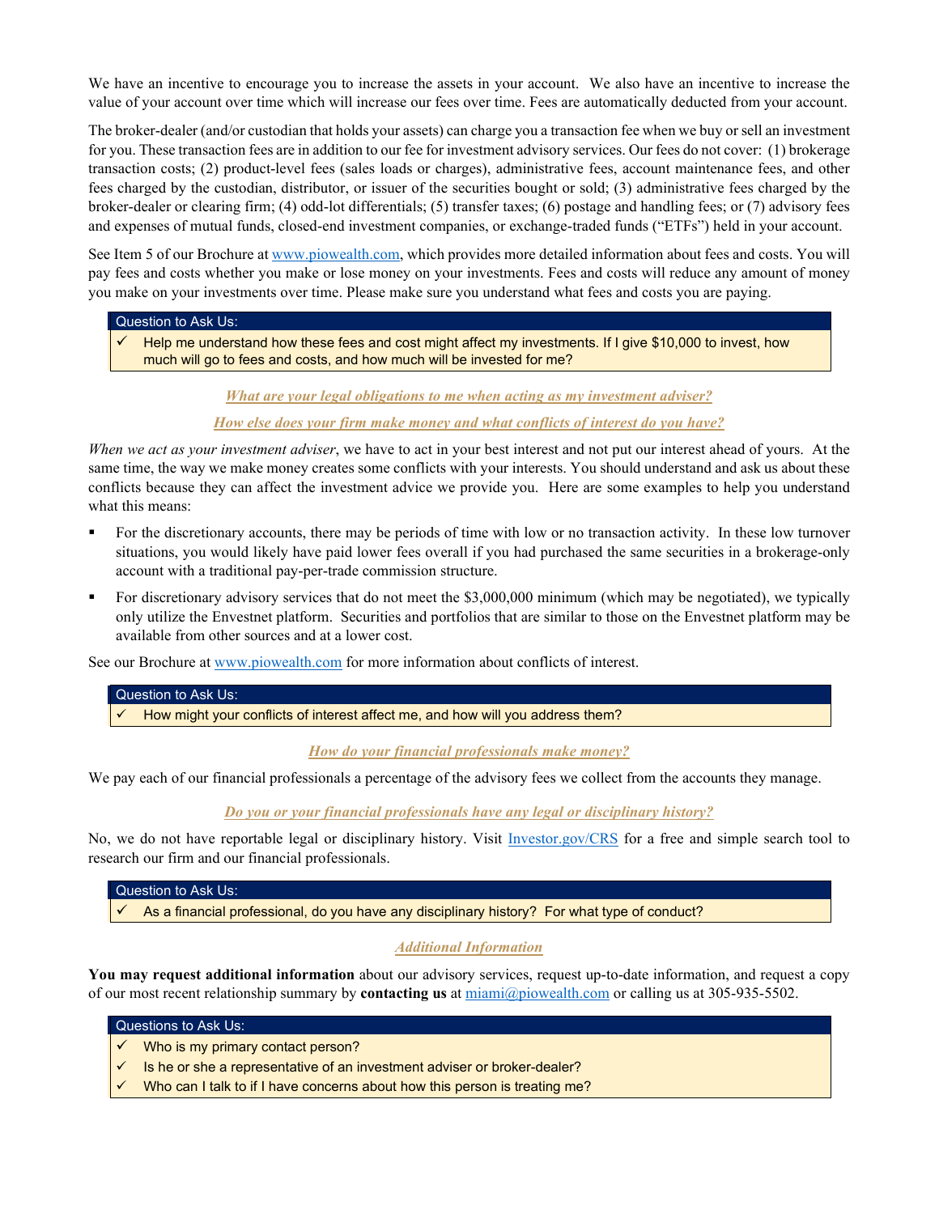We have an incentive to encourage you to increase the assets in your account. We also have an incentive to increase the value of your account over time which will increase our fees over time. Fees are automatically deducted from your account.

The broker-dealer (and/or custodian that holds your assets) can charge you a transaction fee when we buy or sell an investment for you. These transaction fees are in addition to our fee for investment advisory services. Our fees do not cover: (1) brokerage transaction costs; (2) product-level fees (sales loads or charges), administrative fees, account maintenance fees, and other fees charged by the custodian, distributor, or issuer of the securities bought or sold; (3) administrative fees charged by the broker-dealer or clearing firm; (4) odd-lot differentials; (5) transfer taxes; (6) postage and handling fees; or (7) advisory fees and expenses of mutual funds, closed-end investment companies, or exchange-traded funds ("ETFs") held in your account.

See Item 5 of our Brochure at www.piowealth.com, which provides more detailed information about fees and costs. You will pay fees and costs whether you make or lose money on your investments. Fees and costs will reduce any amount of money you make on your investments over time. Please make sure you understand what fees and costs you are paying.

| Question to Ask Us: |
| --- |
| ✓ Help me understand how these fees and cost might affect my investments. If I give $10,000 to invest, how much will go to fees and costs, and how much will be invested for me? |

***What are your legal obligations to me when acting as my investment adviser?***

***How else does your firm make money and what conflicts of interest do you have?***

*When we act as your investment adviser*, we have to act in your best interest and not put our interest ahead of yours. At the same time, the way we make money creates some conflicts with your interests. You should understand and ask us about these conflicts because they can affect the investment advice we provide you. Here are some examples to help you understand what this means:

- For the discretionary accounts, there may be periods of time with low or no transaction activity. In these low turnover situations, you would likely have paid lower fees overall if you had purchased the same securities in a brokerage-only account with a traditional pay-per-trade commission structure.
- For discretionary advisory services that do not meet the $3,000,000 minimum (which may be negotiated), we typically only utilize the Envestnet platform. Securities and portfolios that are similar to those on the Envestnet platform may be available from other sources and at a lower cost.

See our Brochure at www.piowealth.com for more information about conflicts of interest.

| Question to Ask Us: |
| --- |
| ✓ How might your conflicts of interest affect me, and how will you address them? |

***How do your financial professionals make money?***

We pay each of our financial professionals a percentage of the advisory fees we collect from the accounts they manage.

***Do you or your financial professionals have any legal or disciplinary history?***

No, we do not have reportable legal or disciplinary history. Visit Investor.gov/CRS for a free and simple search tool to research our firm and our financial professionals.

| Question to Ask Us: |
| --- |
| ✓ As a financial professional, do you have any disciplinary history? For what type of conduct? |

***Additional Information***

**You may request additional information** about our advisory services, request up-to-date information, and request a copy of our most recent relationship summary by **contacting us** at miami@piowealth.com or calling us at 305-935-5502.

| Questions to Ask Us: |
| --- |
| ✓ Who is my primary contact person? |
| ✓ Is he or she a representative of an investment adviser or broker-dealer? |
| ✓ Who can I talk to if I have concerns about how this person is treating me? |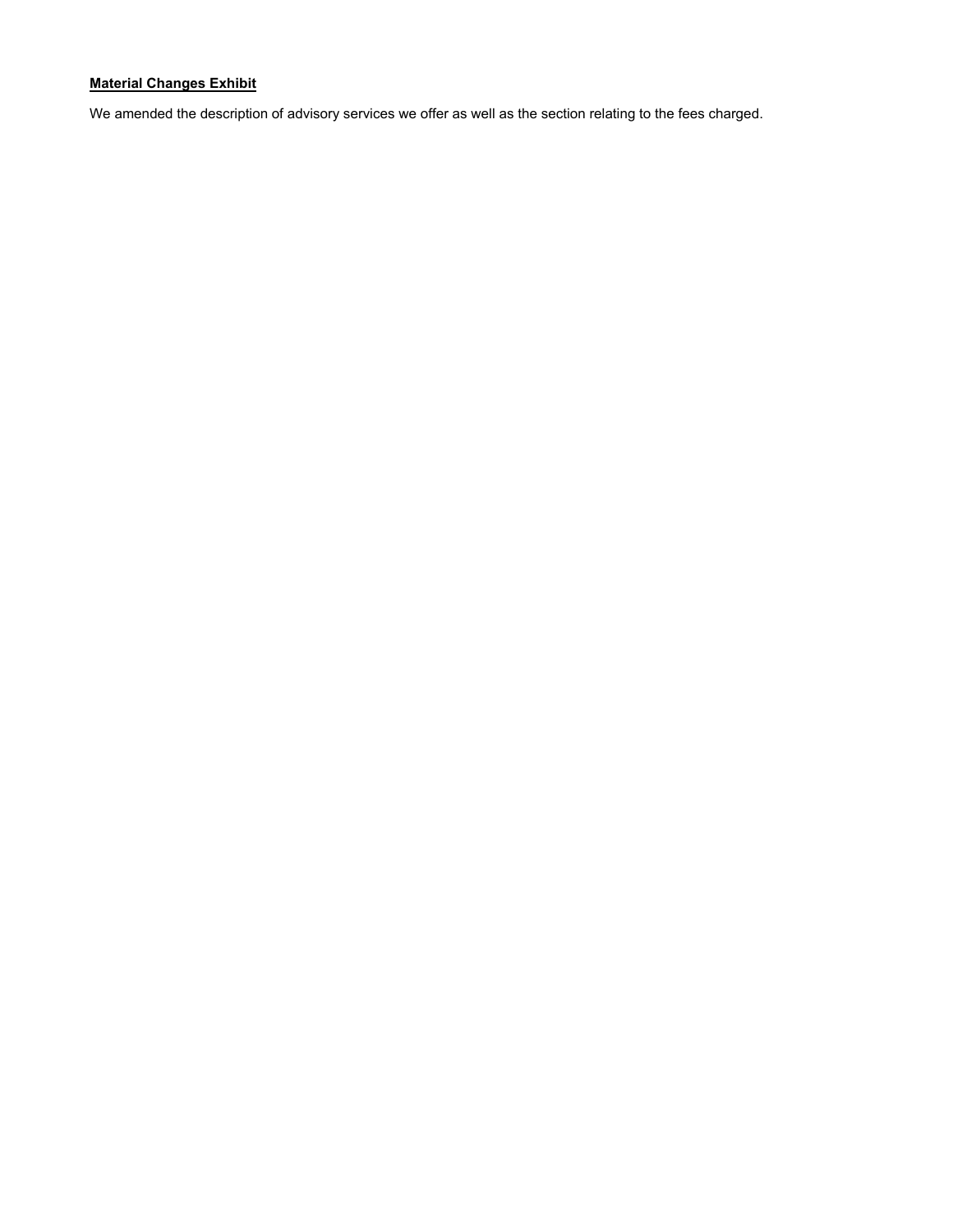**Material Changes Exhibit**

We amended the description of advisory services we offer as well as the section relating to the fees charged.